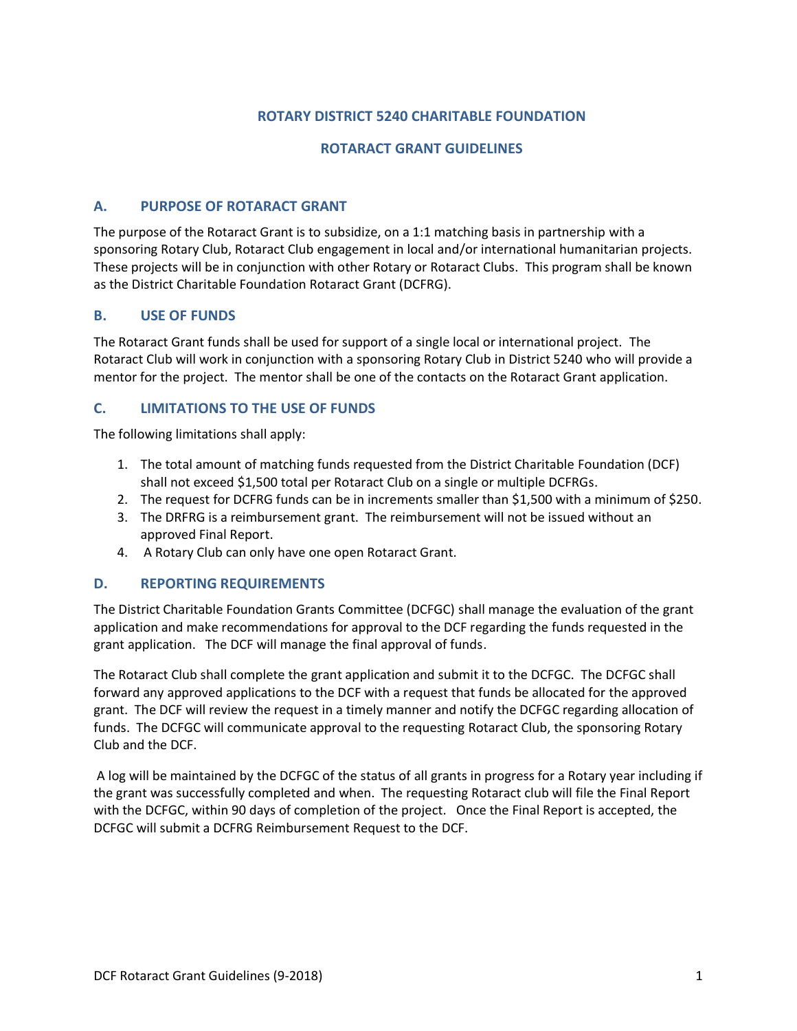# ROTARY DISTRICT 5240 CHARITABLE FOUNDATION

## ROTARACT GRANT GUIDELINES

### A. PURPOSE OF ROTARACT GRANT

The purpose of the Rotaract Grant is to subsidize, on a 1:1 matching basis in partnership with a sponsoring Rotary Club, Rotaract Club engagement in local and/or international humanitarian projects. These projects will be in conjunction with other Rotary or Rotaract Clubs. This program shall be known as the District Charitable Foundation Rotaract Grant (DCFRG).

### B. USE OF FUNDS

The Rotaract Grant funds shall be used for support of a single local or international project. The Rotaract Club will work in conjunction with a sponsoring Rotary Club in District 5240 who will provide a mentor for the project. The mentor shall be one of the contacts on the Rotaract Grant application.

### C. LIMITATIONS TO THE USE OF FUNDS

The following limitations shall apply:

1. The total amount of matching funds requested from the District Charitable Foundation (DCF) shall not exceed $1,500 total per Rotaract Club on a single or multiple DCFRGs.
2. The request for DCFRG funds can be in increments smaller than $1,500 with a minimum of $250.
3. The DRFRG is a reimbursement grant. The reimbursement will not be issued without an approved Final Report.
4. A Rotary Club can only have one open Rotaract Grant.

### D. REPORTING REQUIREMENTS

The District Charitable Foundation Grants Committee (DCFGC) shall manage the evaluation of the grant application and make recommendations for approval to the DCF regarding the funds requested in the grant application. The DCF will manage the final approval of funds.

The Rotaract Club shall complete the grant application and submit it to the DCFGC. The DCFGC shall forward any approved applications to the DCF with a request that funds be allocated for the approved grant. The DCF will review the request in a timely manner and notify the DCFGC regarding allocation of funds. The DCFGC will communicate approval to the requesting Rotaract Club, the sponsoring Rotary Club and the DCF.

A log will be maintained by the DCFGC of the status of all grants in progress for a Rotary year including if the grant was successfully completed and when. The requesting Rotaract club will file the Final Report with the DCFGC, within 90 days of completion of the project. Once the Final Report is accepted, the DCFGC will submit a DCFRG Reimbursement Request to the DCF.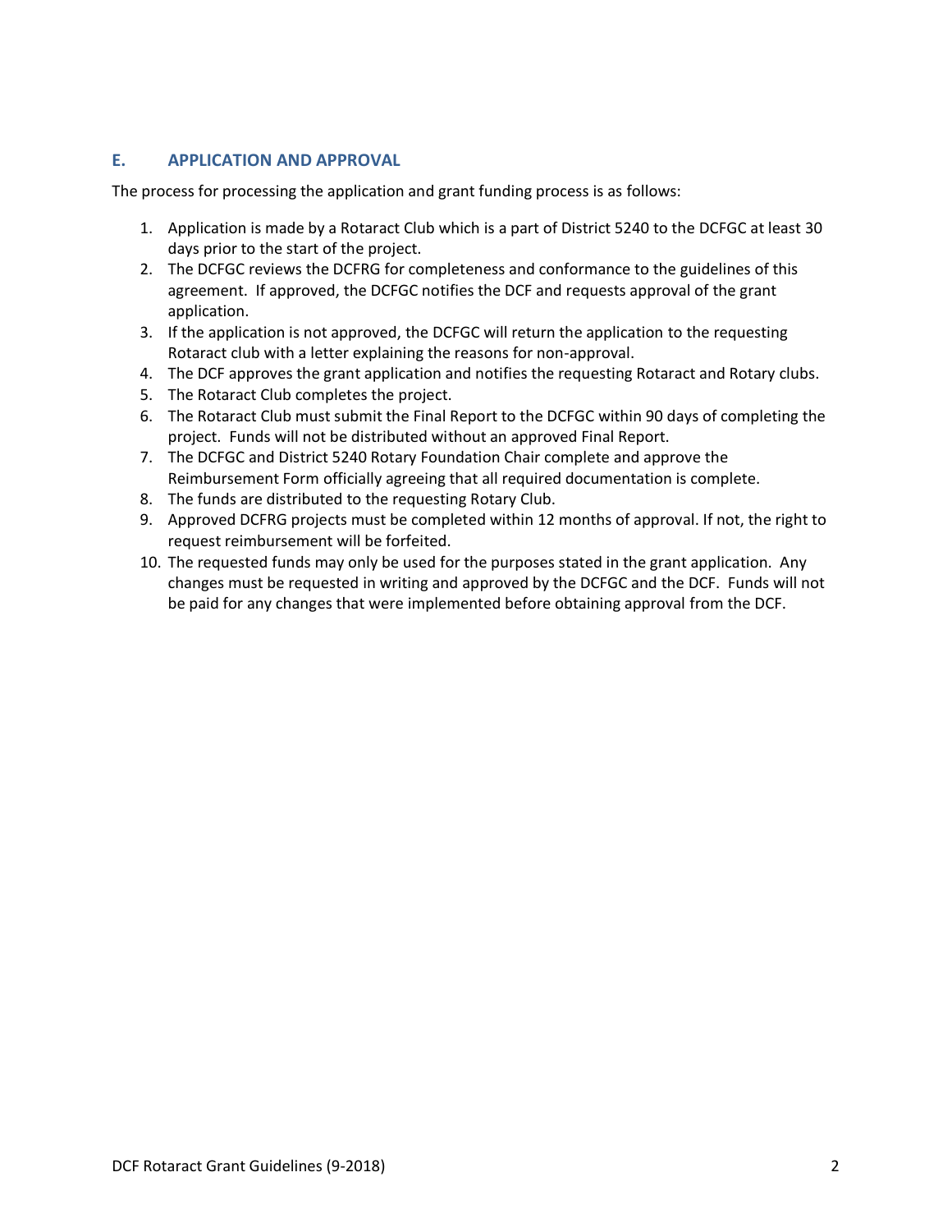## E. APPLICATION AND APPROVAL

The process for processing the application and grant funding process is as follows:

1. Application is made by a Rotaract Club which is a part of District 5240 to the DCFGC at least 30 days prior to the start of the project.
2. The DCFGC reviews the DCFRG for completeness and conformance to the guidelines of this agreement. If approved, the DCFGC notifies the DCF and requests approval of the grant application.
3. If the application is not approved, the DCFGC will return the application to the requesting Rotaract club with a letter explaining the reasons for non-approval.
4. The DCF approves the grant application and notifies the requesting Rotaract and Rotary clubs.
5. The Rotaract Club completes the project.
6. The Rotaract Club must submit the Final Report to the DCFGC within 90 days of completing the project. Funds will not be distributed without an approved Final Report.
7. The DCFGC and District 5240 Rotary Foundation Chair complete and approve the Reimbursement Form officially agreeing that all required documentation is complete.
8. The funds are distributed to the requesting Rotary Club.
9. Approved DCFRG projects must be completed within 12 months of approval. If not, the right to request reimbursement will be forfeited.
10. The requested funds may only be used for the purposes stated in the grant application. Any changes must be requested in writing and approved by the DCFGC and the DCF. Funds will not be paid for any changes that were implemented before obtaining approval from the DCF.